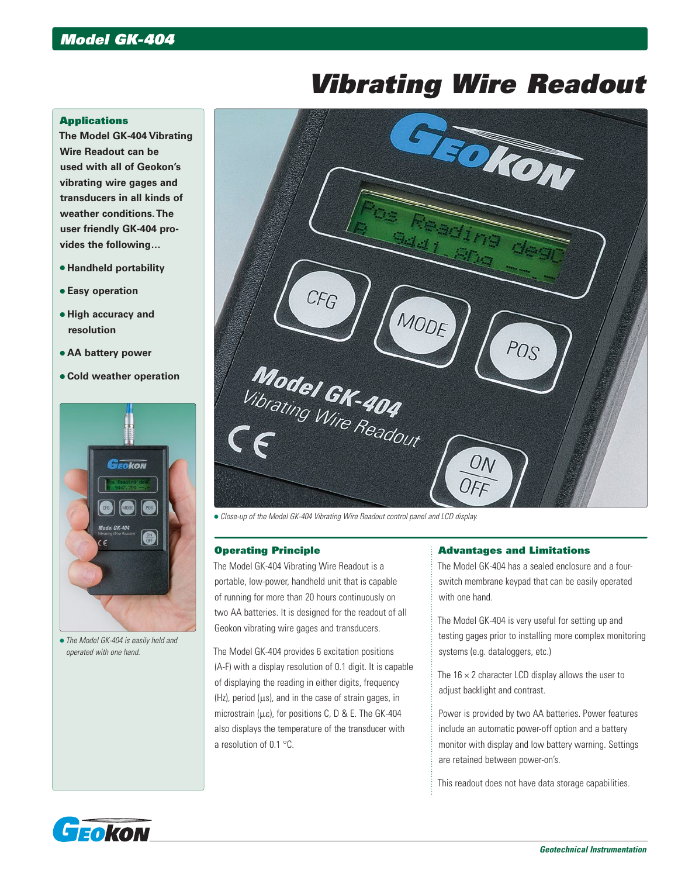# Model GK-404

# Vibrating Wire Readout

## Applications

**The Model GK-404 Vibrating Wire Readout can be used with all of Geokon's vibrating wire gages and transducers in all kinds of weather conditions. The user friendly GK-404 provides the following…**

- **Handheld portability**
- **Easy operation**
- **High accuracy and resolution**
- **AA battery power**
- **Cold weather operation**

*The Model GK-404 is easily held and operated with one hand.*

*Close-up of the Model GK-404 Vibrating Wire Readout control panel and LCD display.*

## Operating Principle

The Model GK-404 Vibrating Wire Readout is a portable, low-power, handheld unit that is capable of running for more than 20 hours continuously on two AA batteries. It is designed for the readout of all Geokon vibrating wire gages and transducers.

The Model GK-404 provides 6 excitation positions (A-F) with a display resolution of 0.1 digit. It is capable of displaying the reading in either digits, frequency (Hz), period (μs), and in the case of strain gages, in microstrain (με), for positions C, D & E. The GK-404 also displays the temperature of the transducer with a resolution of 0.1 °C.

## Advantages and Limitations

The Model GK-404 has a sealed enclosure and a four-switch membrane keypad that can be easily operated with one hand.

The Model GK-404 is very useful for setting up and testing gages prior to installing more complex monitoring systems (e.g. dataloggers, etc.)

The 16 × 2 character LCD display allows the user to adjust backlight and contrast.

Power is provided by two AA batteries. Power features include an automatic power-off option and a battery monitor with display and low battery warning. Settings are retained between power-on's.

This readout does not have data storage capabilities.

Geotechnical Instrumentation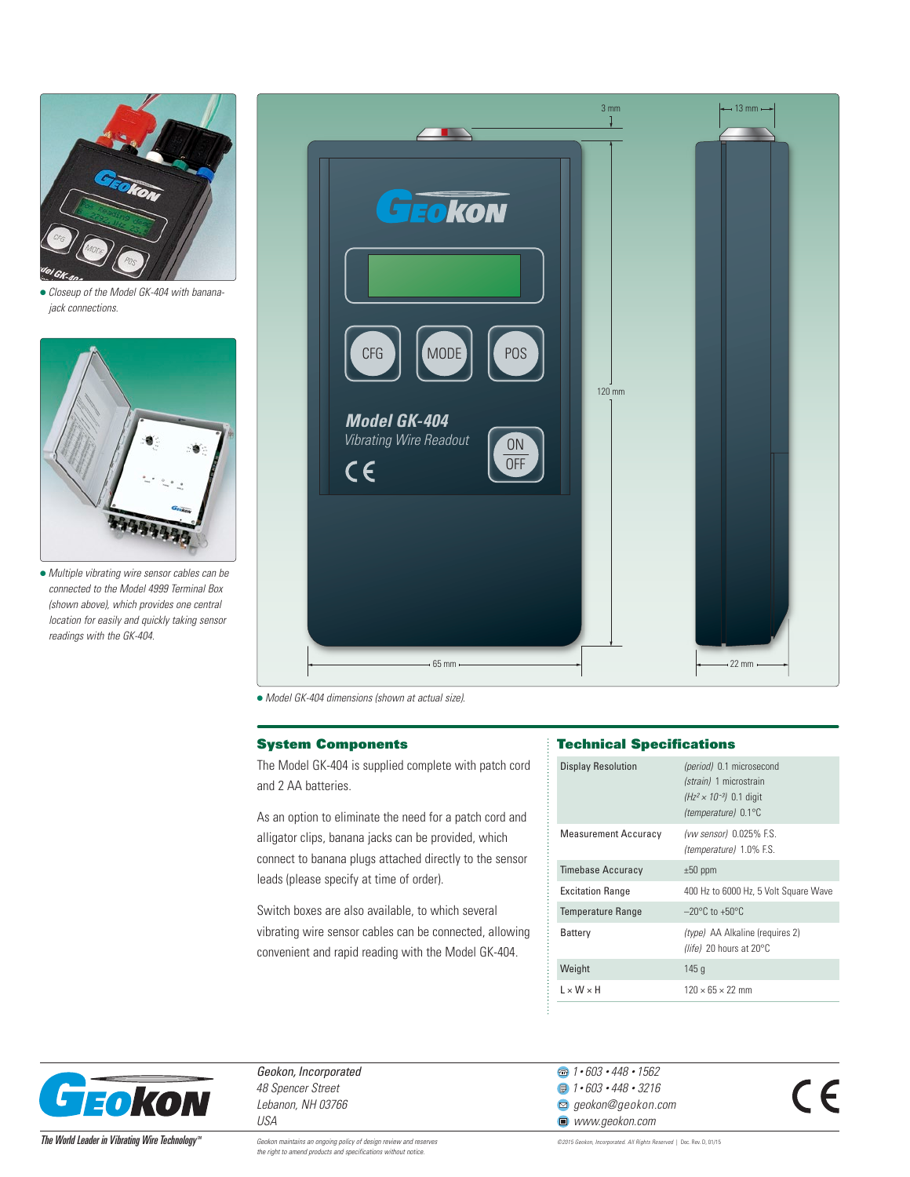● Closeup of the Model GK-404 with banana-jack connections.

● Multiple vibrating wire sensor cables can be connected to the Model 4999 Terminal Box (shown above), which provides one central location for easily and quickly taking sensor readings with the GK-404.

3 mm

13 mm

120 mm

65 mm

22 mm

● Model GK-404 dimensions (shown at actual size).

## System Components

The Model GK-404 is supplied complete with patch cord and 2 AA batteries.

As an option to eliminate the need for a patch cord and alligator clips, banana jacks can be provided, which connect to banana plugs attached directly to the sensor leads (please specify at time of order).

Switch boxes are also available, to which several vibrating wire sensor cables can be connected, allowing convenient and rapid reading with the Model GK-404.

## Technical Specifications

| | |
|---|---|
| Display Resolution | *(period)* 0.1 microsecond<br>*(strain)* 1 microstrain<br>*($Hz^2 \times 10^{-3}$)* 0.1 digit<br>*(temperature)* 0.1°C |
| Measurement Accuracy | *(vw sensor)* 0.025% F.S.<br>*(temperature)* 1.0% F.S. |
| Timebase Accuracy | ±50 ppm |
| Excitation Range | 400 Hz to 6000 Hz, 5 Volt Square Wave |
| Temperature Range | −20°C to +50°C |
| Battery | *(type)* AA Alkaline (requires 2)<br>*(life)* 20 hours at 20°C |
| Weight | 145 g |
| L × W × H | 120 × 65 × 22 mm |

GEOKON

*The World Leader in Vibrating Wire Technology™*

*Geokon, Incorporated*
*48 Spencer Street*
*Lebanon, NH 03766*
*USA*

*1 • 603 • 448 • 1562*
*1 • 603 • 448 • 3216*
*geokon@geokon.com*
*www.geokon.com*

*Geokon maintains an ongoing policy of design review and reserves the right to amend products and specifications without notice.*

*©2015 Geokon, Incorporated. All Rights Reserved | Doc. Rev. D, 01/15*